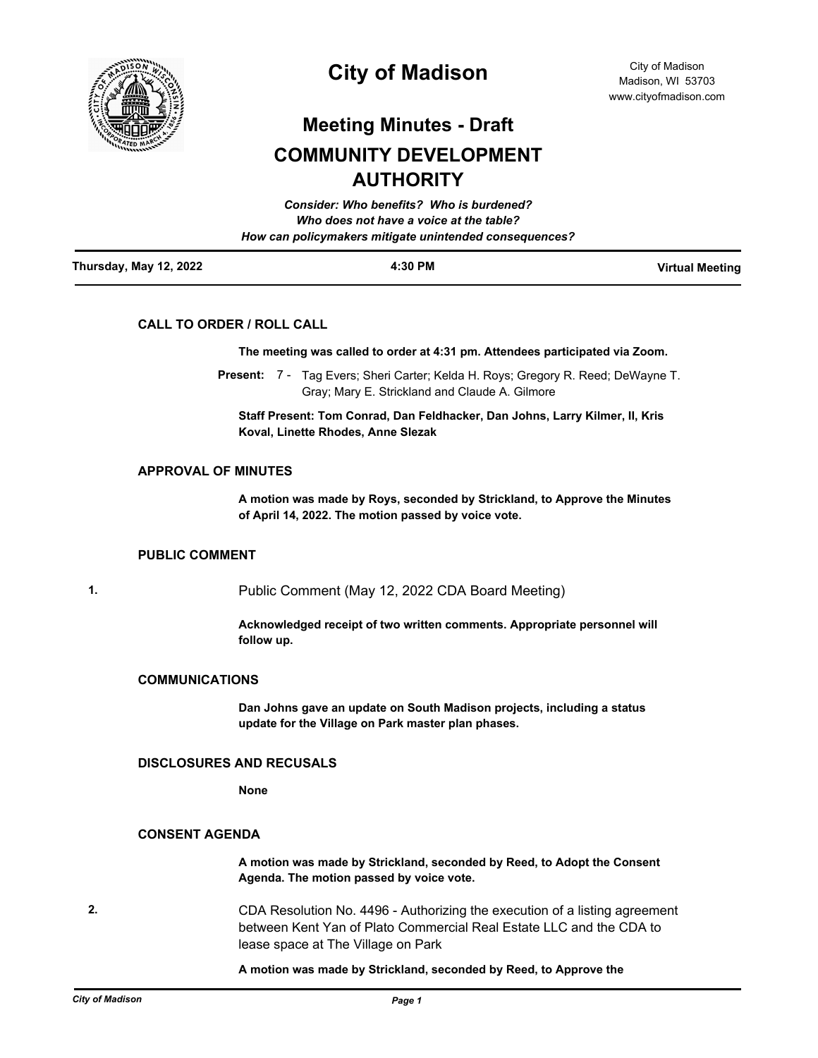# City of Madison

City of Madison
Madison, WI 53703
www.cityofmadison.com

## Meeting Minutes - Draft

## COMMUNITY DEVELOPMENT AUTHORITY

***Consider: Who benefits? Who is burdened?***
***Who does not have a voice at the table?***
***How can policymakers mitigate unintended consequences?***

**Thursday, May 12, 2022** | **4:30 PM** | **Virtual Meeting**

---

### CALL TO ORDER / ROLL CALL

**The meeting was called to order at 4:31 pm. Attendees participated via Zoom.**

**Present:** 7 - Tag Evers; Sheri Carter; Kelda H. Roys; Gregory R. Reed; DeWayne T. Gray; Mary E. Strickland and Claude A. Gilmore

**Staff Present: Tom Conrad, Dan Feldhacker, Dan Johns, Larry Kilmer, II, Kris Koval, Linette Rhodes, Anne Slezak**

### APPROVAL OF MINUTES

**A motion was made by Roys, seconded by Strickland, to Approve the Minutes of April 14, 2022. The motion passed by voice vote.**

### PUBLIC COMMENT

**1.** Public Comment (May 12, 2022 CDA Board Meeting)

**Acknowledged receipt of two written comments. Appropriate personnel will follow up.**

### COMMUNICATIONS

**Dan Johns gave an update on South Madison projects, including a status update for the Village on Park master plan phases.**

### DISCLOSURES AND RECUSALS

**None**

### CONSENT AGENDA

**A motion was made by Strickland, seconded by Reed, to Adopt the Consent Agenda. The motion passed by voice vote.**

**2.** CDA Resolution No. 4496 - Authorizing the execution of a listing agreement between Kent Yan of Plato Commercial Real Estate LLC and the CDA to lease space at The Village on Park

**A motion was made by Strickland, seconded by Reed, to Approve the**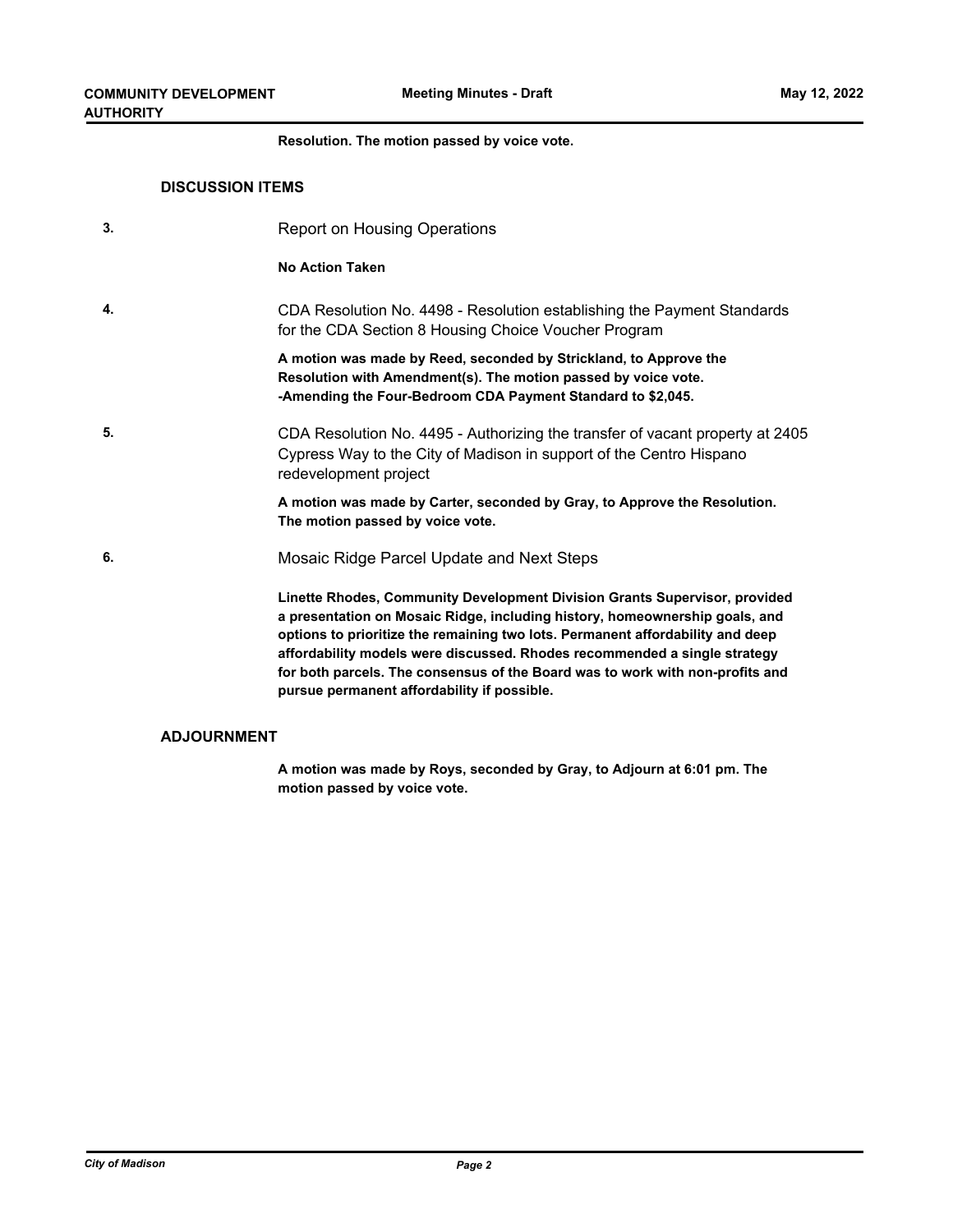**Resolution. The motion passed by voice vote.**

## DISCUSSION ITEMS

**3.** Report on Housing Operations

**No Action Taken**

**4.** CDA Resolution No. 4498 - Resolution establishing the Payment Standards for the CDA Section 8 Housing Choice Voucher Program

**A motion was made by Reed, seconded by Strickland, to Approve the Resolution with Amendment(s). The motion passed by voice vote.**
**-Amending the Four-Bedroom CDA Payment Standard to $2,045.**

**5.** CDA Resolution No. 4495 - Authorizing the transfer of vacant property at 2405 Cypress Way to the City of Madison in support of the Centro Hispano redevelopment project

**A motion was made by Carter, seconded by Gray, to Approve the Resolution. The motion passed by voice vote.**

**6.** Mosaic Ridge Parcel Update and Next Steps

**Linette Rhodes, Community Development Division Grants Supervisor, provided a presentation on Mosaic Ridge, including history, homeownership goals, and options to prioritize the remaining two lots. Permanent affordability and deep affordability models were discussed. Rhodes recommended a single strategy for both parcels. The consensus of the Board was to work with non-profits and pursue permanent affordability if possible.**

## ADJOURNMENT

**A motion was made by Roys, seconded by Gray, to Adjourn at 6:01 pm. The motion passed by voice vote.**